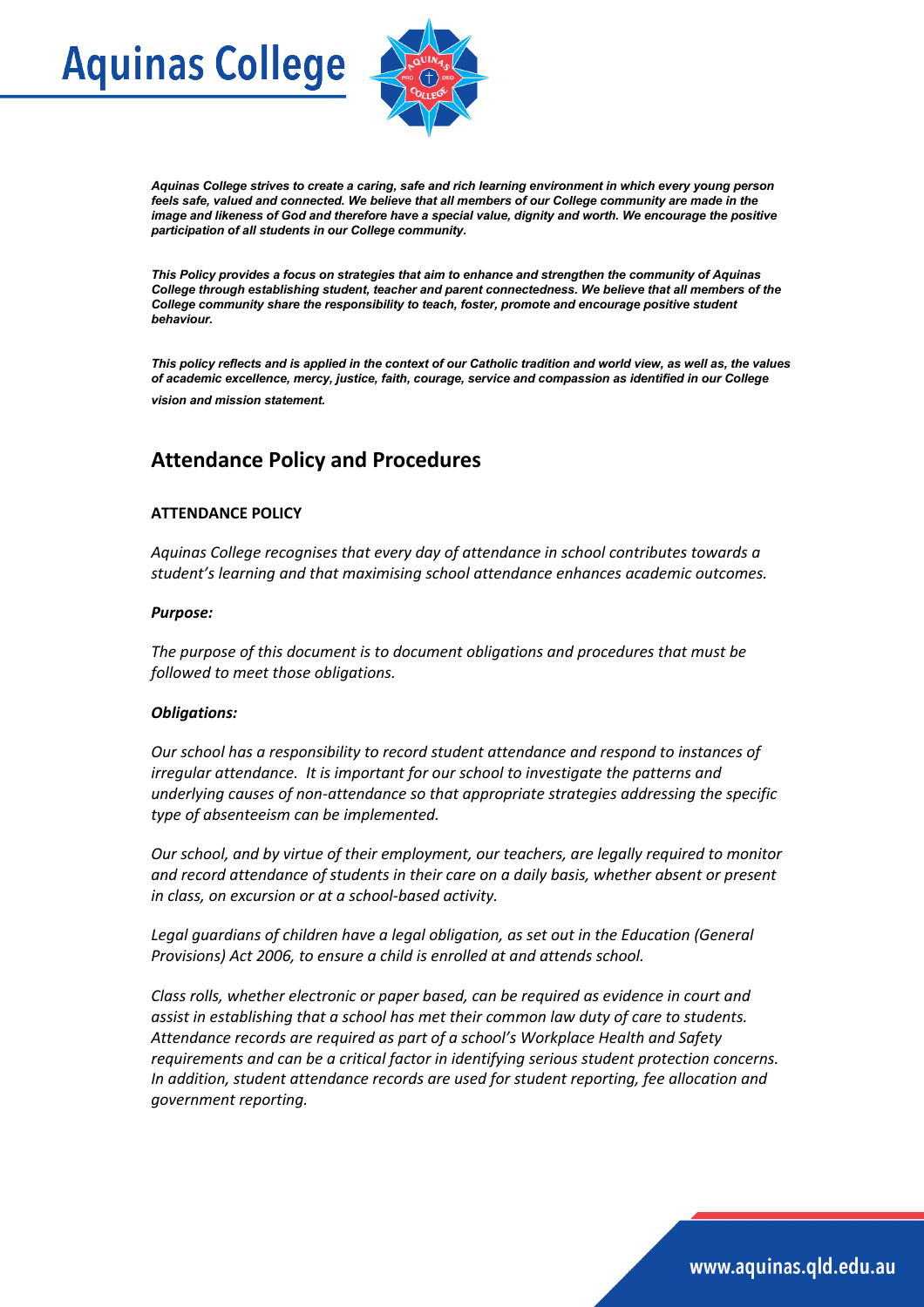# Aquinas College

***Aquinas College strives to create a caring, safe and rich learning environment in which every young person feels safe, valued and connected. We believe that all members of our College community are made in the image and likeness of God and therefore have a special value, dignity and worth. We encourage the positive participation of all students in our College community.***

***This Policy provides a focus on strategies that aim to enhance and strengthen the community of Aquinas College through establishing student, teacher and parent connectedness. We believe that all members of the College community share the responsibility to teach, foster, promote and encourage positive student behaviour.***

***This policy reflects and is applied in the context of our Catholic tradition and world view, as well as, the values of academic excellence, mercy, justice, faith, courage, service and compassion as identified in our College vision and mission statement.***

## Attendance Policy and Procedures

### ATTENDANCE POLICY

*Aquinas College recognises that every day of attendance in school contributes towards a student's learning and that maximising school attendance enhances academic outcomes.*

***Purpose:***

*The purpose of this document is to document obligations and procedures that must be followed to meet those obligations.*

***Obligations:***

*Our school has a responsibility to record student attendance and respond to instances of irregular attendance. It is important for our school to investigate the patterns and underlying causes of non-attendance so that appropriate strategies addressing the specific type of absenteeism can be implemented.*

*Our school, and by virtue of their employment, our teachers, are legally required to monitor and record attendance of students in their care on a daily basis, whether absent or present in class, on excursion or at a school-based activity.*

*Legal guardians of children have a legal obligation, as set out in the Education (General Provisions) Act 2006, to ensure a child is enrolled at and attends school.*

*Class rolls, whether electronic or paper based, can be required as evidence in court and assist in establishing that a school has met their common law duty of care to students. Attendance records are required as part of a school's Workplace Health and Safety requirements and can be a critical factor in identifying serious student protection concerns. In addition, student attendance records are used for student reporting, fee allocation and government reporting.*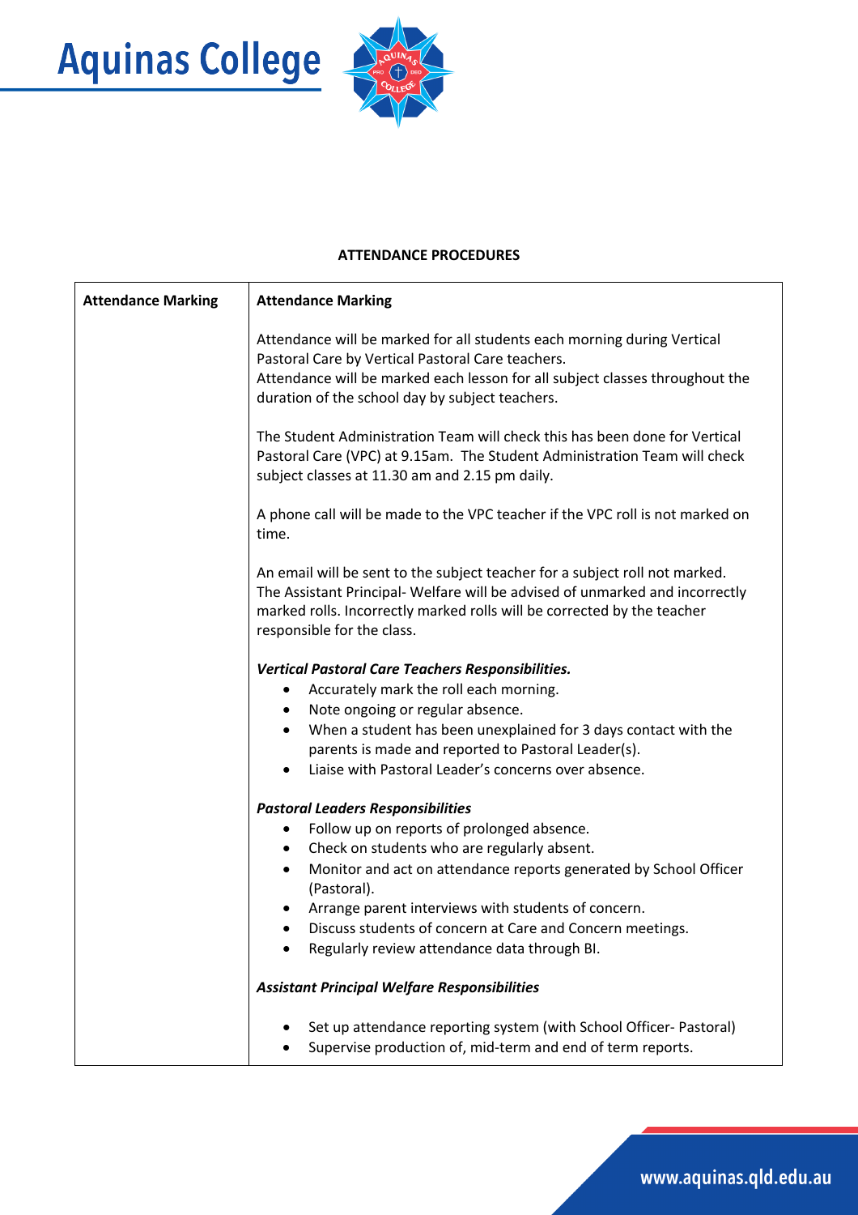**ATTENDANCE PROCEDURES**

| | |
|---|---|
| **Attendance Marking** | **Attendance Marking**<br><br>Attendance will be marked for all students each morning during Vertical Pastoral Care by Vertical Pastoral Care teachers.<br>Attendance will be marked each lesson for all subject classes throughout the duration of the school day by subject teachers.<br><br>The Student Administration Team will check this has been done for Vertical Pastoral Care (VPC) at 9.15am. The Student Administration Team will check subject classes at 11.30 am and 2.15 pm daily.<br><br>A phone call will be made to the VPC teacher if the VPC roll is not marked on time.<br><br>An email will be sent to the subject teacher for a subject roll not marked. The Assistant Principal- Welfare will be advised of unmarked and incorrectly marked rolls. Incorrectly marked rolls will be corrected by the teacher responsible for the class.<br><br>***Vertical Pastoral Care Teachers Responsibilities.***<br>• Accurately mark the roll each morning.<br>• Note ongoing or regular absence.<br>• When a student has been unexplained for 3 days contact with the parents is made and reported to Pastoral Leader(s).<br>• Liaise with Pastoral Leader's concerns over absence.<br><br>***Pastoral Leaders Responsibilities***<br>• Follow up on reports of prolonged absence.<br>• Check on students who are regularly absent.<br>• Monitor and act on attendance reports generated by School Officer (Pastoral).<br>• Arrange parent interviews with students of concern.<br>• Discuss students of concern at Care and Concern meetings.<br>• Regularly review attendance data through BI.<br><br>***Assistant Principal Welfare Responsibilities***<br><br>• Set up attendance reporting system (with School Officer- Pastoral)<br>• Supervise production of, mid-term and end of term reports. |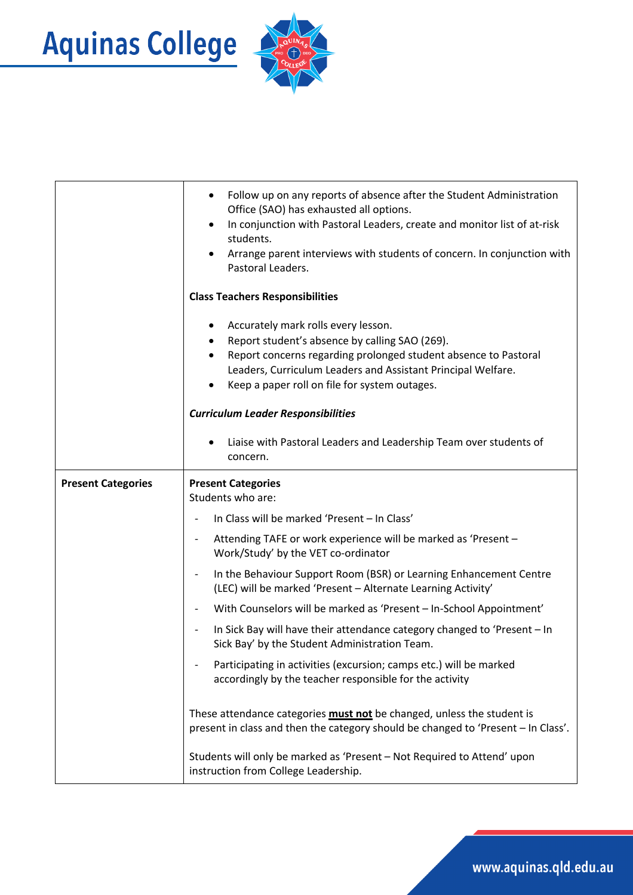| | |
|---|---|
| | • Follow up on any reports of absence after the Student Administration Office (SAO) has exhausted all options.<br>• In conjunction with Pastoral Leaders, create and monitor list of at-risk students.<br>• Arrange parent interviews with students of concern. In conjunction with Pastoral Leaders.<br><br>**Class Teachers Responsibilities**<br><br>• Accurately mark rolls every lesson.<br>• Report student's absence by calling SAO (269).<br>• Report concerns regarding prolonged student absence to Pastoral Leaders, Curriculum Leaders and Assistant Principal Welfare.<br>• Keep a paper roll on file for system outages.<br><br>***Curriculum Leader Responsibilities***<br><br>• Liaise with Pastoral Leaders and Leadership Team over students of concern. |
| **Present Categories** | **Present Categories**<br>Students who are:<br>- In Class will be marked 'Present – In Class'<br>- Attending TAFE or work experience will be marked as 'Present – Work/Study' by the VET co-ordinator<br>- In the Behaviour Support Room (BSR) or Learning Enhancement Centre (LEC) will be marked 'Present – Alternate Learning Activity'<br>- With Counselors will be marked as 'Present – In-School Appointment'<br>- In Sick Bay will have their attendance category changed to 'Present – In Sick Bay' by the Student Administration Team.<br>- Participating in activities (excursion; camps etc.) will be marked accordingly by the teacher responsible for the activity<br><br>These attendance categories **must not** be changed, unless the student is present in class and then the category should be changed to 'Present – In Class'.<br><br>Students will only be marked as 'Present – Not Required to Attend' upon instruction from College Leadership. |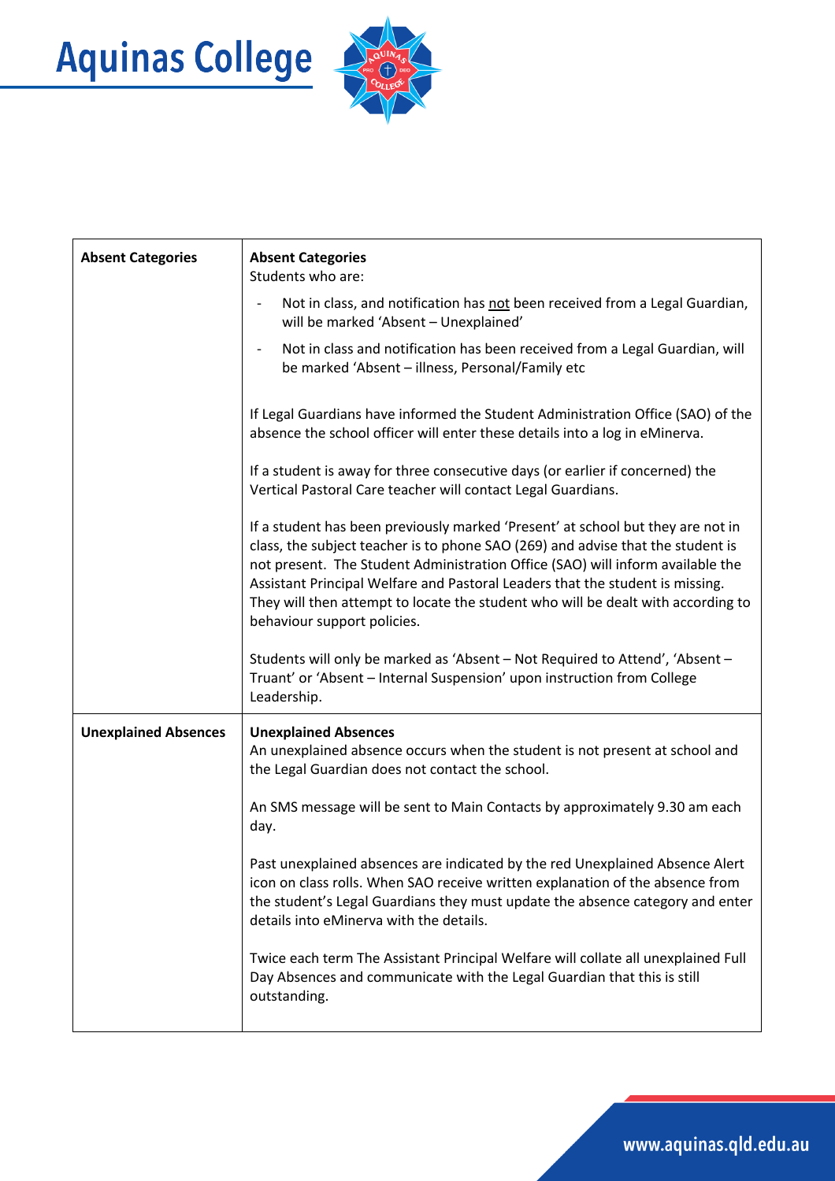| | |
|---|---|
| **Absent Categories** | **Absent Categories**<br>Students who are:<br>- Not in class, and notification has not been received from a Legal Guardian, will be marked 'Absent – Unexplained'<br>- Not in class and notification has been received from a Legal Guardian, will be marked 'Absent – illness, Personal/Family etc<br><br>If Legal Guardians have informed the Student Administration Office (SAO) of the absence the school officer will enter these details into a log in eMinerva.<br><br>If a student is away for three consecutive days (or earlier if concerned) the Vertical Pastoral Care teacher will contact Legal Guardians.<br><br>If a student has been previously marked 'Present' at school but they are not in class, the subject teacher is to phone SAO (269) and advise that the student is not present. The Student Administration Office (SAO) will inform available the Assistant Principal Welfare and Pastoral Leaders that the student is missing. They will then attempt to locate the student who will be dealt with according to behaviour support policies.<br><br>Students will only be marked as 'Absent – Not Required to Attend', 'Absent – Truant' or 'Absent – Internal Suspension' upon instruction from College Leadership. |
| **Unexplained Absences** | **Unexplained Absences**<br>An unexplained absence occurs when the student is not present at school and the Legal Guardian does not contact the school.<br><br>An SMS message will be sent to Main Contacts by approximately 9.30 am each day.<br><br>Past unexplained absences are indicated by the red Unexplained Absence Alert icon on class rolls. When SAO receive written explanation of the absence from the student's Legal Guardians they must update the absence category and enter details into eMinerva with the details.<br><br>Twice each term The Assistant Principal Welfare will collate all unexplained Full Day Absences and communicate with the Legal Guardian that this is still outstanding. |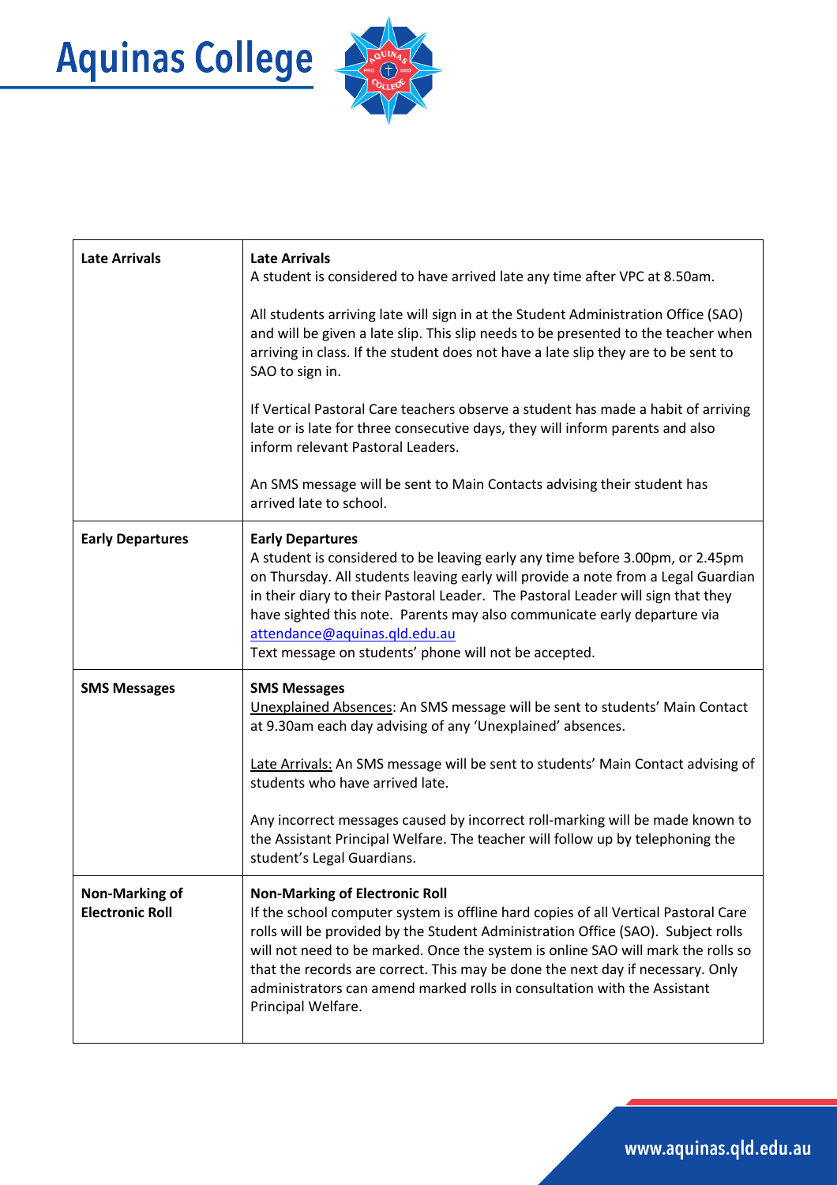| | |
|---|---|
| **Late Arrivals** | **Late Arrivals**<br>A student is considered to have arrived late any time after VPC at 8.50am.<br><br>All students arriving late will sign in at the Student Administration Office (SAO) and will be given a late slip. This slip needs to be presented to the teacher when arriving in class. If the student does not have a late slip they are to be sent to SAO to sign in.<br><br>If Vertical Pastoral Care teachers observe a student has made a habit of arriving late or is late for three consecutive days, they will inform parents and also inform relevant Pastoral Leaders.<br><br>An SMS message will be sent to Main Contacts advising their student has arrived late to school. |
| **Early Departures** | **Early Departures**<br>A student is considered to be leaving early any time before 3.00pm, or 2.45pm on Thursday. All students leaving early will provide a note from a Legal Guardian in their diary to their Pastoral Leader. The Pastoral Leader will sign that they have sighted this note. Parents may also communicate early departure via attendance@aquinas.qld.edu.au<br>Text message on students' phone will not be accepted. |
| **SMS Messages** | **SMS Messages**<br>Unexplained Absences: An SMS message will be sent to students' Main Contact at 9.30am each day advising of any 'Unexplained' absences.<br><br>Late Arrivals: An SMS message will be sent to students' Main Contact advising of students who have arrived late.<br><br>Any incorrect messages caused by incorrect roll-marking will be made known to the Assistant Principal Welfare. The teacher will follow up by telephoning the student's Legal Guardians. |
| **Non-Marking of Electronic Roll** | **Non-Marking of Electronic Roll**<br>If the school computer system is offline hard copies of all Vertical Pastoral Care rolls will be provided by the Student Administration Office (SAO). Subject rolls will not need to be marked. Once the system is online SAO will mark the rolls so that the records are correct. This may be done the next day if necessary. Only administrators can amend marked rolls in consultation with the Assistant Principal Welfare. |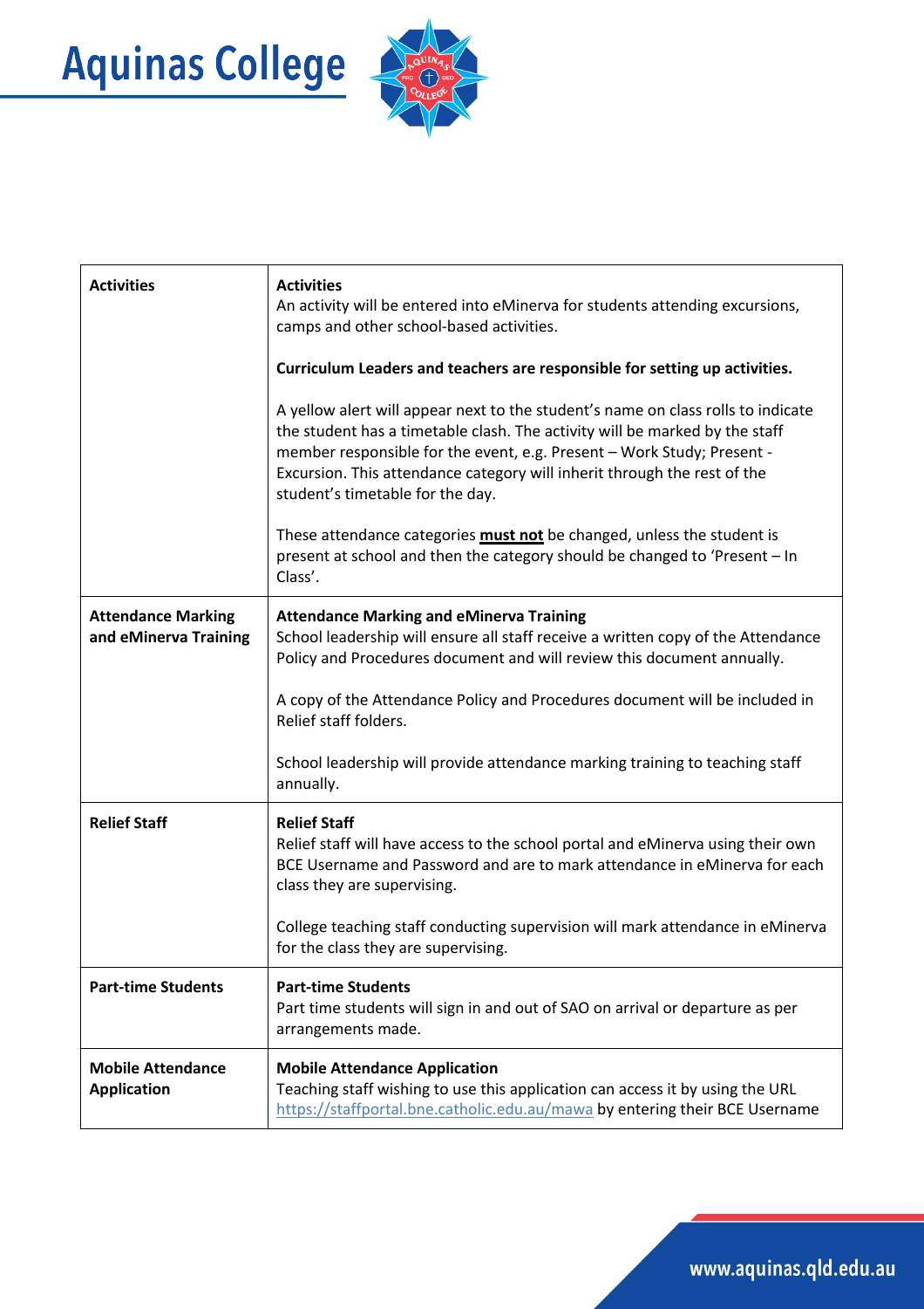| | |
|---|---|
| **Activities** | **Activities**<br>An activity will be entered into eMinerva for students attending excursions, camps and other school-based activities.<br><br>**Curriculum Leaders and teachers are responsible for setting up activities.**<br><br>A yellow alert will appear next to the student's name on class rolls to indicate the student has a timetable clash. The activity will be marked by the staff member responsible for the event, e.g. Present – Work Study; Present - Excursion. This attendance category will inherit through the rest of the student's timetable for the day.<br><br>These attendance categories **must not** be changed, unless the student is present at school and then the category should be changed to 'Present – In Class'. |
| **Attendance Marking and eMinerva Training** | **Attendance Marking and eMinerva Training**<br>School leadership will ensure all staff receive a written copy of the Attendance Policy and Procedures document and will review this document annually.<br><br>A copy of the Attendance Policy and Procedures document will be included in Relief staff folders.<br><br>School leadership will provide attendance marking training to teaching staff annually. |
| **Relief Staff** | **Relief Staff**<br>Relief staff will have access to the school portal and eMinerva using their own BCE Username and Password and are to mark attendance in eMinerva for each class they are supervising.<br><br>College teaching staff conducting supervision will mark attendance in eMinerva for the class they are supervising. |
| **Part-time Students** | **Part-time Students**<br>Part time students will sign in and out of SAO on arrival or departure as per arrangements made. |
| **Mobile Attendance Application** | **Mobile Attendance Application**<br>Teaching staff wishing to use this application can access it by using the URL https://staffportal.bne.catholic.edu.au/mawa by entering their BCE Username |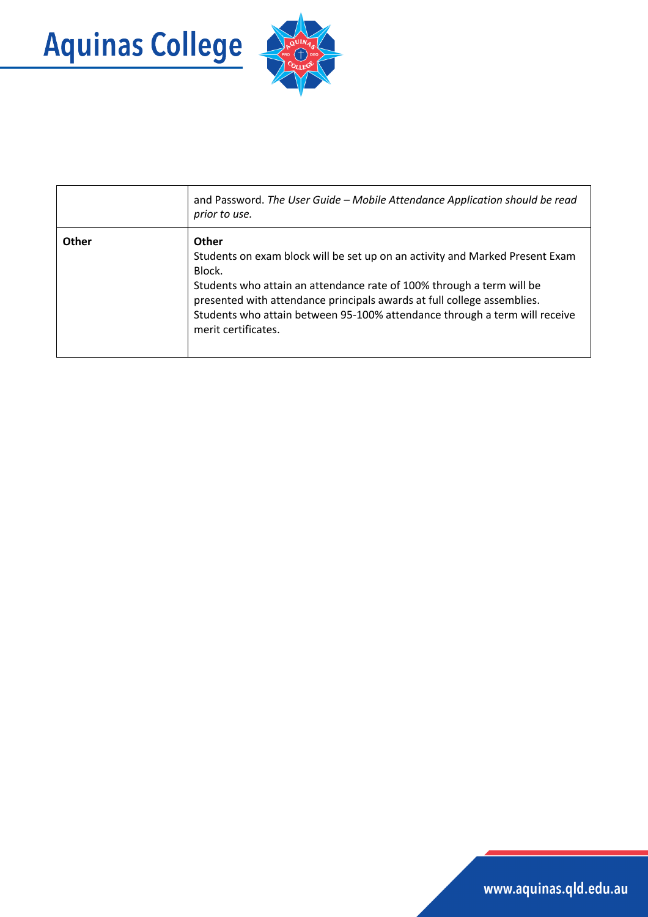| | |
|---|---|
| | and Password. *The User Guide – Mobile Attendance Application should be read prior to use.* |
| **Other** | **Other**<br>Students on exam block will be set up on an activity and Marked Present Exam Block.<br>Students who attain an attendance rate of 100% through a term will be presented with attendance principals awards at full college assemblies.<br>Students who attain between 95-100% attendance through a term will receive merit certificates. |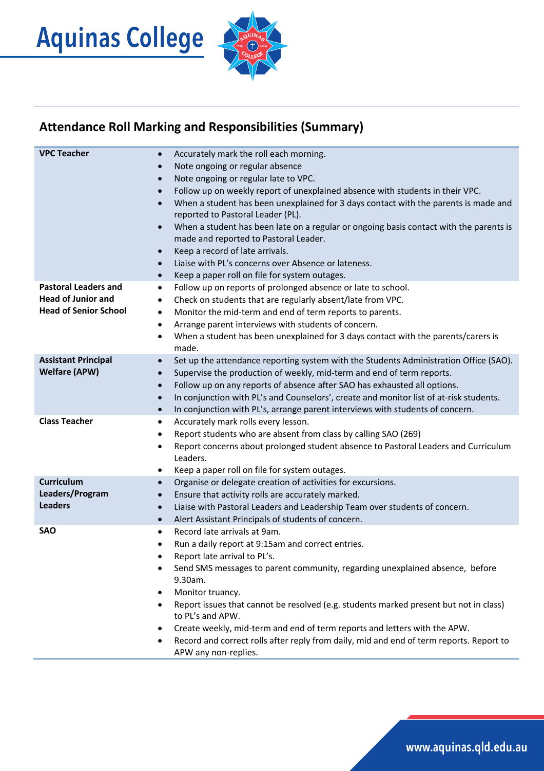## Attendance Roll Marking and Responsibilities (Summary)

| | |
|---|---|
| **VPC Teacher** | • Accurately mark the roll each morning.<br>• Note ongoing or regular absence<br>• Note ongoing or regular late to VPC.<br>• Follow up on weekly report of unexplained absence with students in their VPC.<br>• When a student has been unexplained for 3 days contact with the parents is made and reported to Pastoral Leader (PL).<br>• When a student has been late on a regular or ongoing basis contact with the parents is made and reported to Pastoral Leader.<br>• Keep a record of late arrivals.<br>• Liaise with PL's concerns over Absence or lateness.<br>• Keep a paper roll on file for system outages. |
| **Pastoral Leaders and Head of Junior and Head of Senior School** | • Follow up on reports of prolonged absence or late to school.<br>• Check on students that are regularly absent/late from VPC.<br>• Monitor the mid-term and end of term reports to parents.<br>• Arrange parent interviews with students of concern.<br>• When a student has been unexplained for 3 days contact with the parents/carers is made. |
| **Assistant Principal Welfare (APW)** | • Set up the attendance reporting system with the Students Administration Office (SAO).<br>• Supervise the production of weekly, mid-term and end of term reports.<br>• Follow up on any reports of absence after SAO has exhausted all options.<br>• In conjunction with PL's and Counselors', create and monitor list of at-risk students.<br>• In conjunction with PL's, arrange parent interviews with students of concern. |
| **Class Teacher** | • Accurately mark rolls every lesson.<br>• Report students who are absent from class by calling SAO (269)<br>• Report concerns about prolonged student absence to Pastoral Leaders and Curriculum Leaders.<br>• Keep a paper roll on file for system outages. |
| **Curriculum Leaders/Program Leaders** | • Organise or delegate creation of activities for excursions.<br>• Ensure that activity rolls are accurately marked.<br>• Liaise with Pastoral Leaders and Leadership Team over students of concern.<br>• Alert Assistant Principals of students of concern. |
| **SAO** | • Record late arrivals at 9am.<br>• Run a daily report at 9:15am and correct entries.<br>• Report late arrival to PL's.<br>• Send SMS messages to parent community, regarding unexplained absence, before 9.30am.<br>• Monitor truancy.<br>• Report issues that cannot be resolved (e.g. students marked present but not in class) to PL's and APW.<br>• Create weekly, mid-term and end of term reports and letters with the APW.<br>• Record and correct rolls after reply from daily, mid and end of term reports. Report to APW any non-replies. |